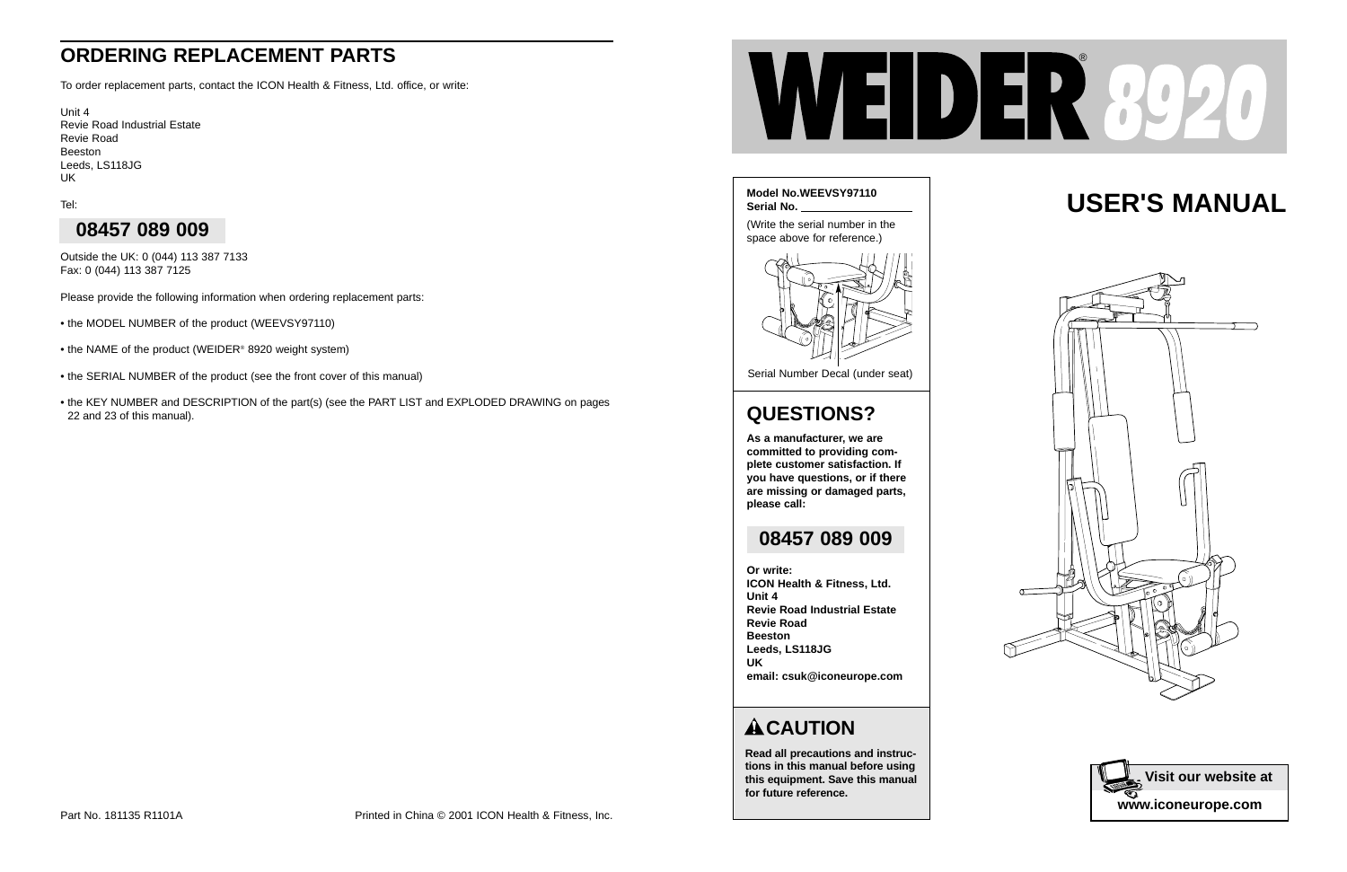## ORDERING REPLACEMENT PARTS

To order replacement parts, contact the ICON Health & Fitness, Ltd. office, or write:

Unit 4
Revie Road Industrial Estate
Revie Road
Beeston
Leeds, LS118JG
UK

Tel:

**08457 089 009**

Outside the UK: 0 (044) 113 387 7133
Fax: 0 (044) 113 387 7125

Please provide the following information when ordering replacement parts:

- the MODEL NUMBER of the product (WEEVSY97110)
- the NAME of the product (WEIDER® 8920 weight system)
- the SERIAL NUMBER of the product (see the front cover of this manual)
- the KEY NUMBER and DESCRIPTION of the part(s) (see the PART LIST and EXPLODED DRAWING on pages 22 and 23 of this manual).

Part No. 181135 R1101A

Printed in China © 2001 ICON Health & Fitness, Inc.

# WEIDER® 8920

**Model No.WEEVSY97110**
**Serial No.** ________________

(Write the serial number in the space above for reference.)

Serial Number Decal (under seat)

## QUESTIONS?

**As a manufacturer, we are committed to providing complete customer satisfaction. If you have questions, or if there are missing or damaged parts, please call:**

**08457 089 009**

**Or write:**
**ICON Health & Fitness, Ltd.**
**Unit 4**
**Revie Road Industrial Estate**
**Revie Road**
**Beeston**
**Leeds, LS118JG**
**UK**
**email: csuk@iconeurope.com**

## ⚠ CAUTION

**Read all precautions and instructions in this manual before using this equipment. Save this manual for future reference.**

# USER'S MANUAL

**Visit our website at**
**www.iconeurope.com**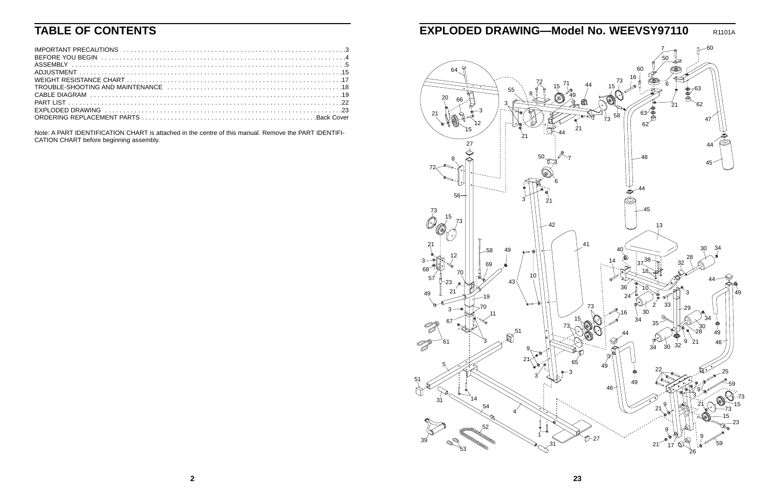# TABLE OF CONTENTS

| | |
|---|---|
| IMPORTANT PRECAUTIONS | 3 |
| BEFORE YOU BEGIN | 4 |
| ASSEMBLY | 5 |
| ADJUSTMENT | 15 |
| WEIGHT RESISTANCE CHART | 17 |
| TROUBLE-SHOOTING AND MAINTENANCE | 18 |
| CABLE DIAGRAM | 19 |
| PART LIST | 22 |
| EXPLODED DRAWING | 23 |
| ORDERING REPLACEMENT PARTS | Back Cover |

Note: A PART IDENTIFICATION CHART is attached in the centre of this manual. Remove the PART IDENTIFICATION CHART before beginning assembly.

# EXPLODED DRAWING—Model No. WEEVSY97110

R1101A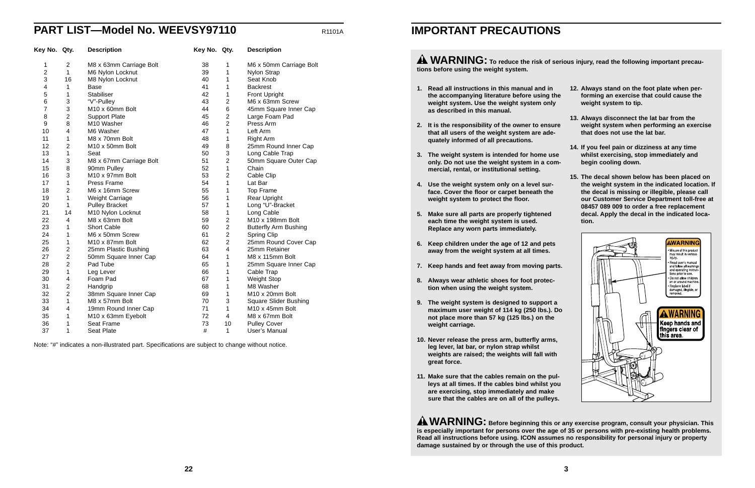## PART LIST—Model No. WEEVSY97110

R1101A

| Key No. | Qty. | Description | Key No. | Qty. | Description |
|---|---|---|---|---|---|
| 1 | 2 | M8 x 63mm Carriage Bolt | 38 | 1 | M6 x 50mm Carriage Bolt |
| 2 | 1 | M6 Nylon Locknut | 39 | 1 | Nylon Strap |
| 3 | 16 | M8 Nylon Locknut | 40 | 1 | Seat Knob |
| 4 | 1 | Base | 41 | 1 | Backrest |
| 5 | 1 | Stabiliser | 42 | 1 | Front Upright |
| 6 | 3 | "V"-Pulley | 43 | 2 | M6 x 63mm Screw |
| 7 | 3 | M10 x 60mm Bolt | 44 | 6 | 45mm Square Inner Cap |
| 8 | 2 | Support Plate | 45 | 2 | Large Foam Pad |
| 9 | 8 | M10 Washer | 46 | 2 | Press Arm |
| 10 | 4 | M6 Washer | 47 | 1 | Left Arm |
| 11 | 1 | M8 x 70mm Bolt | 48 | 1 | Right Arm |
| 12 | 2 | M10 x 50mm Bolt | 49 | 8 | 25mm Round Inner Cap |
| 13 | 1 | Seat | 50 | 3 | Long Cable Trap |
| 14 | 3 | M8 x 67mm Carriage Bolt | 51 | 2 | 50mm Square Outer Cap |
| 15 | 8 | 90mm Pulley | 52 | 1 | Chain |
| 16 | 3 | M10 x 97mm Bolt | 53 | 2 | Cable Clip |
| 17 | 1 | Press Frame | 54 | 1 | Lat Bar |
| 18 | 2 | M6 x 16mm Screw | 55 | 1 | Top Frame |
| 19 | 1 | Weight Carriage | 56 | 1 | Rear Upright |
| 20 | 1 | Pulley Bracket | 57 | 1 | Long "U"-Bracket |
| 21 | 14 | M10 Nylon Locknut | 58 | 1 | Long Cable |
| 22 | 4 | M8 x 63mm Bolt | 59 | 2 | M10 x 198mm Bolt |
| 23 | 1 | Short Cable | 60 | 2 | Butterfly Arm Bushing |
| 24 | 1 | M6 x 50mm Screw | 61 | 2 | Spring Clip |
| 25 | 1 | M10 x 87mm Bolt | 62 | 2 | 25mm Round Cover Cap |
| 26 | 2 | 25mm Plastic Bushing | 63 | 4 | 25mm Retainer |
| 27 | 2 | 50mm Square Inner Cap | 64 | 1 | M8 x 115mm Bolt |
| 28 | 2 | Pad Tube | 65 | 1 | 25mm Square Inner Cap |
| 29 | 1 | Leg Lever | 66 | 1 | Cable Trap |
| 30 | 4 | Foam Pad | 67 | 1 | Weight Stop |
| 31 | 2 | Handgrip | 68 | 1 | M8 Washer |
| 32 | 2 | 38mm Square Inner Cap | 69 | 1 | M10 x 20mm Bolt |
| 33 | 1 | M8 x 57mm Bolt | 70 | 3 | Square Slider Bushing |
| 34 | 4 | 19mm Round Inner Cap | 71 | 1 | M10 x 45mm Bolt |
| 35 | 1 | M10 x 63mm Eyebolt | 72 | 4 | M8 x 67mm Bolt |
| 36 | 1 | Seat Frame | 73 | 10 | Pulley Cover |
| 37 | 1 | Seat Plate | # | 1 | User's Manual |

Note: "#" indicates a non-illustrated part. Specifications are subject to change without notice.

## IMPORTANT PRECAUTIONS

**⚠ WARNING: To reduce the risk of serious injury, read the following important precautions before using the weight system.**

1. **Read all instructions in this manual and in the accompanying literature before using the weight system. Use the weight system only as described in this manual.**
2. **It is the responsibility of the owner to ensure that all users of the weight system are adequately informed of all precautions.**
3. **The weight system is intended for home use only. Do not use the weight system in a commercial, rental, or institutional setting.**
4. **Use the weight system only on a level surface. Cover the floor or carpet beneath the weight system to protect the floor.**
5. **Make sure all parts are properly tightened each time the weight system is used. Replace any worn parts immediately.**
6. **Keep children under the age of 12 and pets away from the weight system at all times.**
7. **Keep hands and feet away from moving parts.**
8. **Always wear athletic shoes for foot protection when using the weight system.**
9. **The weight system is designed to support a maximum user weight of 114 kg (250 lbs.). Do not place more than 57 kg (125 lbs.) on the weight carriage.**
10. **Never release the press arm, butterfly arms, leg lever, lat bar, or nylon strap whilst weights are raised; the weights will fall with great force.**
11. **Make sure that the cables remain on the pulleys at all times. If the cables bind whilst you are exercising, stop immediately and make sure that the cables are on all of the pulleys.**
12. **Always stand on the foot plate when performing an exercise that could cause the weight system to tip.**
13. **Always disconnect the lat bar from the weight system when performing an exercise that does not use the lat bar.**
14. **If you feel pain or dizziness at any time whilst exercising, stop immediately and begin cooling down.**
15. **The decal shown below has been placed on the weight system in the indicated location. If the decal is missing or illegible, please call our Customer Service Department toll-free at 08457 089 009 to order a free replacement decal. Apply the decal in the indicated location.**

**⚠ WARNING: Before beginning this or any exercise program, consult your physician. This is especially important for persons over the age of 35 or persons with pre-existing health problems. Read all instructions before using. ICON assumes no responsibility for personal injury or property damage sustained by or through the use of this product.**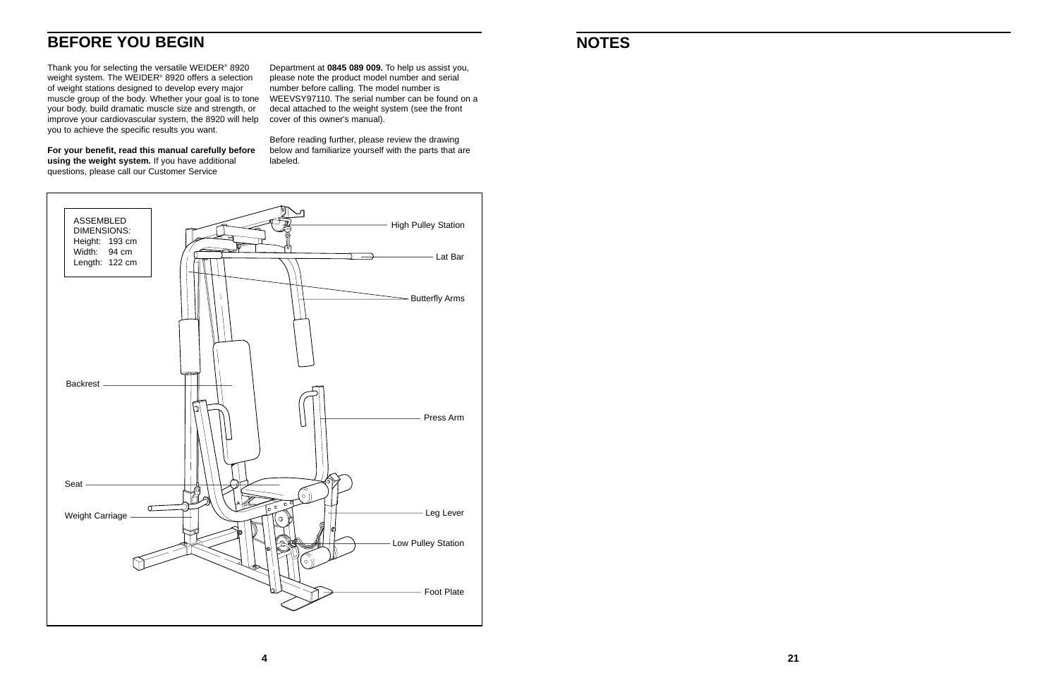## BEFORE YOU BEGIN

Thank you for selecting the versatile WEIDER® 8920 weight system. The WEIDER® 8920 offers a selection of weight stations designed to develop every major muscle group of the body. Whether your goal is to tone your body, build dramatic muscle size and strength, or improve your cardiovascular system, the 8920 will help you to achieve the specific results you want.

**For your benefit, read this manual carefully before using the weight system.** If you have additional questions, please call our Customer Service Department at **0845 089 009.** To help us assist you, please note the product model number and serial number before calling. The model number is WEEVSY97110. The serial number can be found on a decal attached to the weight system (see the front cover of this owner's manual).

Before reading further, please review the drawing below and familiarize yourself with the parts that are labeled.

ASSEMBLED DIMENSIONS:
Height: 193 cm
Width: 94 cm
Length: 122 cm

High Pulley Station
Lat Bar
Butterfly Arms
Backrest
Press Arm
Seat
Weight Carriage
Leg Lever
Low Pulley Station
Foot Plate

## NOTES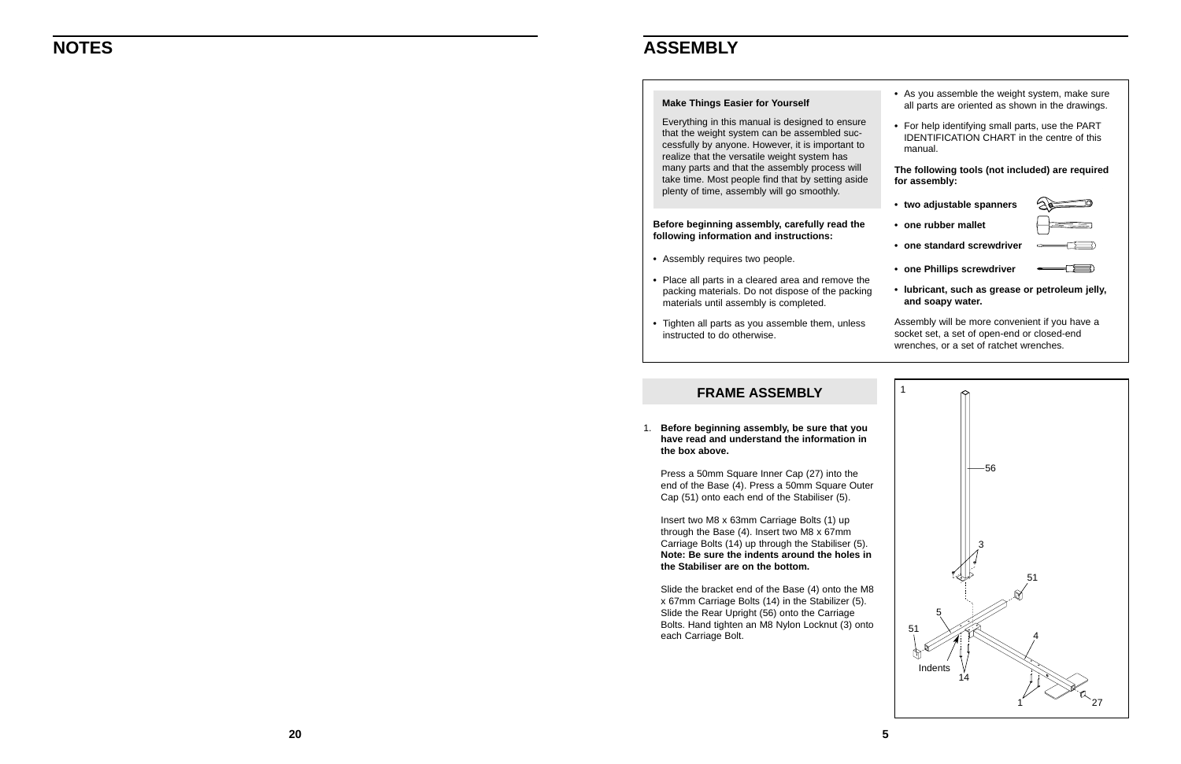# NOTES

# ASSEMBLY

**Make Things Easier for Yourself**

Everything in this manual is designed to ensure that the weight system can be assembled successfully by anyone. However, it is important to realize that the versatile weight system has many parts and that the assembly process will take time. Most people find that by setting aside plenty of time, assembly will go smoothly.

**Before beginning assembly, carefully read the following information and instructions:**

- Assembly requires two people.
- Place all parts in a cleared area and remove the packing materials. Do not dispose of the packing materials until assembly is completed.
- Tighten all parts as you assemble them, unless instructed to do otherwise.
- As you assemble the weight system, make sure all parts are oriented as shown in the drawings.
- For help identifying small parts, use the PART IDENTIFICATION CHART in the centre of this manual.

**The following tools (not included) are required for assembly:**

- **two adjustable spanners**
- **one rubber mallet**
- **one standard screwdriver**
- **one Phillips screwdriver**
- **lubricant, such as grease or petroleum jelly, and soapy water.**

Assembly will be more convenient if you have a socket set, a set of open-end or closed-end wrenches, or a set of ratchet wrenches.

## FRAME ASSEMBLY

1. **Before beginning assembly, be sure that you have read and understand the information in the box above.**

   Press a 50mm Square Inner Cap (27) into the end of the Base (4). Press a 50mm Square Outer Cap (51) onto each end of the Stabiliser (5).

   Insert two M8 x 63mm Carriage Bolts (1) up through the Base (4). Insert two M8 x 67mm Carriage Bolts (14) up through the Stabiliser (5). **Note: Be sure the indents around the holes in the Stabiliser are on the bottom.**

   Slide the bracket end of the Base (4) onto the M8 x 67mm Carriage Bolts (14) in the Stabilizer (5). Slide the Rear Upright (56) onto the Carriage Bolts. Hand tighten an M8 Nylon Locknut (3) onto each Carriage Bolt.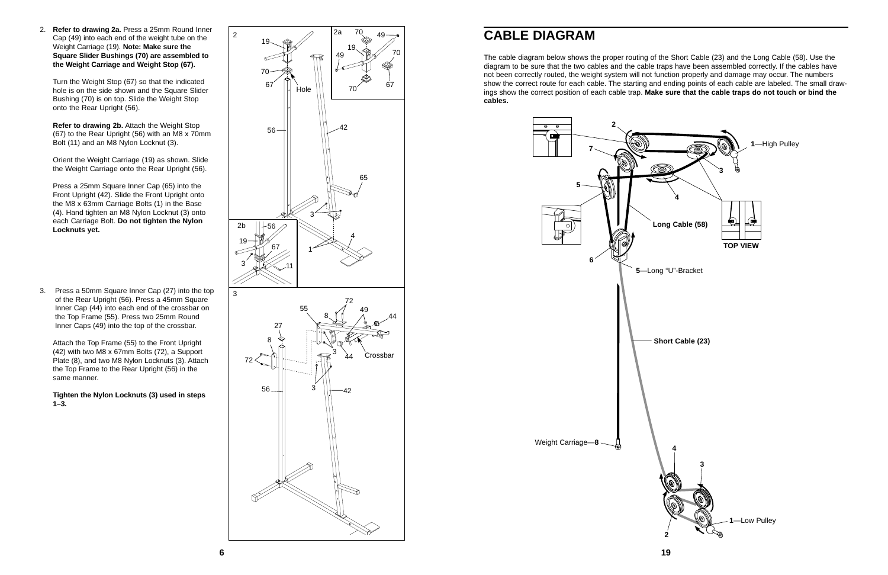2. **Refer to drawing 2a.** Press a 25mm Round Inner Cap (49) into each end of the weight tube on the Weight Carriage (19). **Note: Make sure the Square Slider Bushings (70) are assembled to the Weight Carriage and Weight Stop (67).**

   Turn the Weight Stop (67) so that the indicated hole is on the side shown and the Square Slider Bushing (70) is on top. Slide the Weight Stop onto the Rear Upright (56).

   **Refer to drawing 2b.** Attach the Weight Stop (67) to the Rear Upright (56) with an M8 x 70mm Bolt (11) and an M8 Nylon Locknut (3).

   Orient the Weight Carriage (19) as shown. Slide the Weight Carriage onto the Rear Upright (56).

   Press a 25mm Square Inner Cap (65) into the Front Upright (42). Slide the Front Upright onto the M8 x 63mm Carriage Bolts (1) in the Base (4). Hand tighten an M8 Nylon Locknut (3) onto each Carriage Bolt. **Do not tighten the Nylon Locknuts yet.**

3. Press a 50mm Square Inner Cap (27) into the top of the Rear Upright (56). Press a 45mm Square Inner Cap (44) into each end of the crossbar on the Top Frame (55). Press two 25mm Round Inner Caps (49) into the top of the crossbar.

   Attach the Top Frame (55) to the Front Upright (42) with two M8 x 67mm Bolts (72), a Support Plate (8), and two M8 Nylon Locknuts (3). Attach the Top Frame to the Rear Upright (56) in the same manner.

   **Tighten the Nylon Locknuts (3) used in steps 1–3.**

## CABLE DIAGRAM

The cable diagram below shows the proper routing of the Short Cable (23) and the Long Cable (58). Use the diagram to be sure that the two cables and the cable traps have been assembled correctly. If the cables have not been correctly routed, the weight system will not function properly and damage may occur. The numbers show the correct route for each cable. The starting and ending points of each cable are labeled. The small drawings show the correct position of each cable trap. **Make sure that the cable traps do not touch or bind the cables.**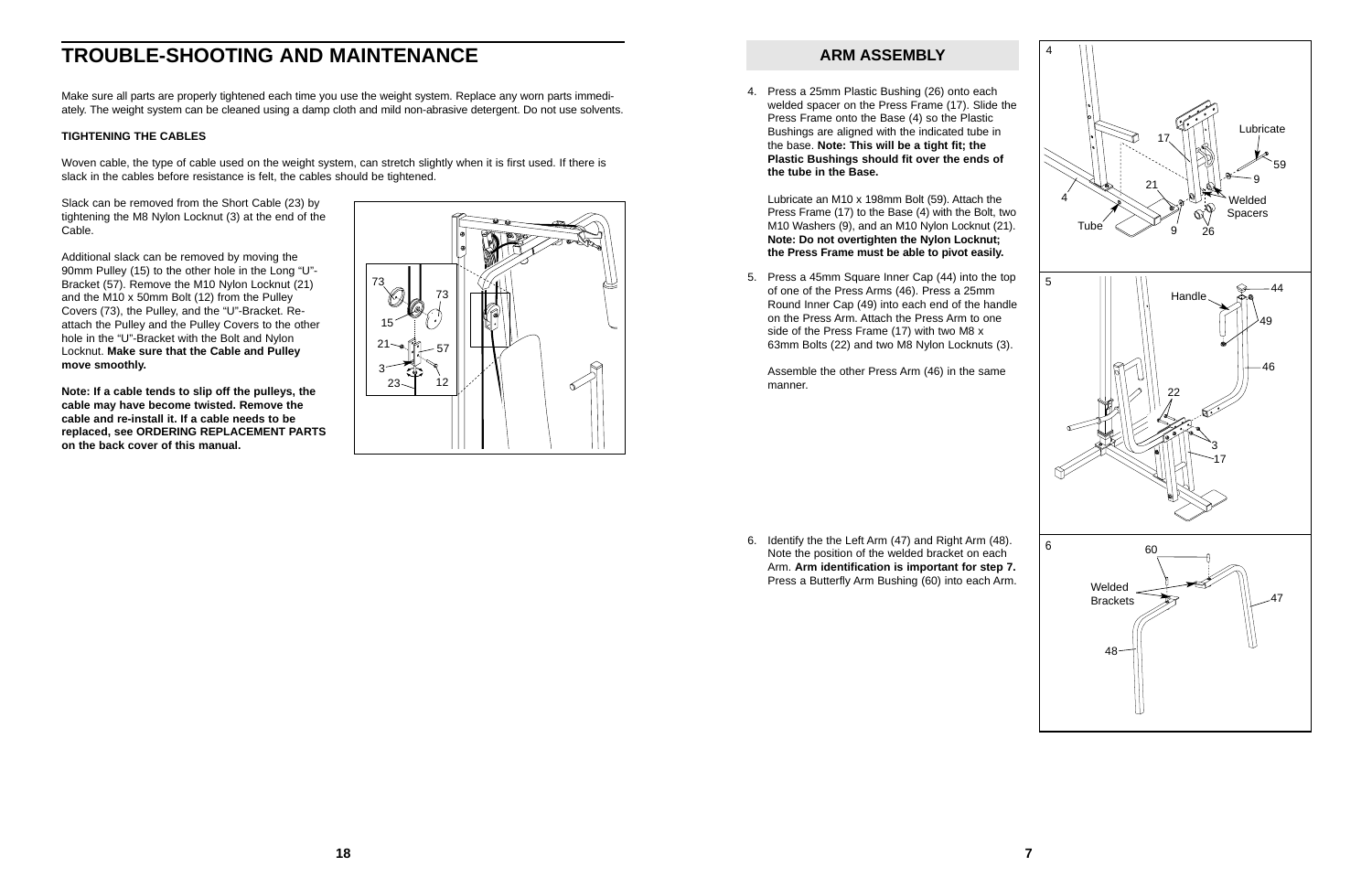# TROUBLE-SHOOTING AND MAINTENANCE

Make sure all parts are properly tightened each time you use the weight system. Replace any worn parts immediately. The weight system can be cleaned using a damp cloth and mild non-abrasive detergent. Do not use solvents.

**TIGHTENING THE CABLES**

Woven cable, the type of cable used on the weight system, can stretch slightly when it is first used. If there is slack in the cables before resistance is felt, the cables should be tightened.

Slack can be removed from the Short Cable (23) by tightening the M8 Nylon Locknut (3) at the end of the Cable.

Additional slack can be removed by moving the 90mm Pulley (15) to the other hole in the Long "U"-Bracket (57). Remove the M10 Nylon Locknut (21) and the M10 x 50mm Bolt (12) from the Pulley Covers (73), the Pulley, and the "U"-Bracket. Reattach the Pulley and the Pulley Covers to the other hole in the "U"-Bracket with the Bolt and Nylon Locknut. **Make sure that the Cable and Pulley move smoothly.**

**Note: If a cable tends to slip off the pulleys, the cable may have become twisted. Remove the cable and re-install it. If a cable needs to be replaced, see ORDERING REPLACEMENT PARTS on the back cover of this manual.**

## ARM ASSEMBLY

4. Press a 25mm Plastic Bushing (26) onto each welded spacer on the Press Frame (17). Slide the Press Frame onto the Base (4) so the Plastic Bushings are aligned with the indicated tube in the base. **Note: This will be a tight fit; the Plastic Bushings should fit over the ends of the tube in the Base.**

   Lubricate an M10 x 198mm Bolt (59). Attach the Press Frame (17) to the Base (4) with the Bolt, two M10 Washers (9), and an M10 Nylon Locknut (21). **Note: Do not overtighten the Nylon Locknut; the Press Frame must be able to pivot easily.**

5. Press a 45mm Square Inner Cap (44) into the top of one of the Press Arms (46). Press a 25mm Round Inner Cap (49) into each end of the handle on the Press Arm. Attach the Press Arm to one side of the Press Frame (17) with two M8 x 63mm Bolts (22) and two M8 Nylon Locknuts (3).

   Assemble the other Press Arm (46) in the same manner.

6. Identify the the Left Arm (47) and Right Arm (48). Note the position of the welded bracket on each Arm. **Arm identification is important for step 7.** Press a Butterfly Arm Bushing (60) into each Arm.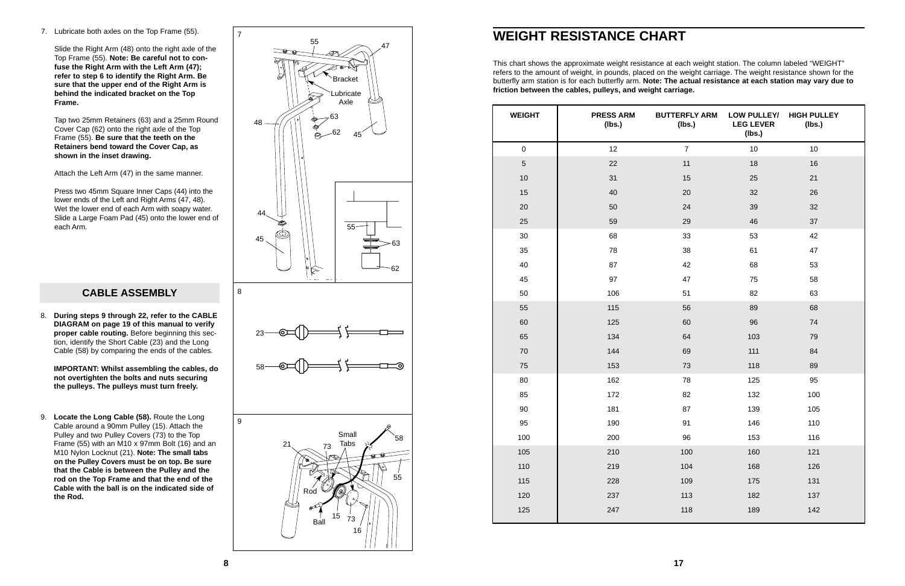7. Lubricate both axles on the Top Frame (55).

   Slide the Right Arm (48) onto the right axle of the Top Frame (55). **Note: Be careful not to confuse the Right Arm with the Left Arm (47); refer to step 6 to identify the Right Arm. Be sure that the upper end of the Right Arm is behind the indicated bracket on the Top Frame.**

   Tap two 25mm Retainers (63) and a 25mm Round Cover Cap (62) onto the right axle of the Top Frame (55). **Be sure that the teeth on the Retainers bend toward the Cover Cap, as shown in the inset drawing.**

   Attach the Left Arm (47) in the same manner.

   Press two 45mm Square Inner Caps (44) into the lower ends of the Left and Right Arms (47, 48). Wet the lower end of each Arm with soapy water. Slide a Large Foam Pad (45) onto the lower end of each Arm.

## CABLE ASSEMBLY

8. **During steps 9 through 22, refer to the CABLE DIAGRAM on page 19 of this manual to verify proper cable routing.** Before beginning this section, identify the Short Cable (23) and the Long Cable (58) by comparing the ends of the cables.

   **IMPORTANT: Whilst assembling the cables, do not overtighten the bolts and nuts securing the pulleys. The pulleys must turn freely.**

9. **Locate the Long Cable (58).** Route the Long Cable around a 90mm Pulley (15). Attach the Pulley and two Pulley Covers (73) to the Top Frame (55) with an M10 x 97mm Bolt (16) and an M10 Nylon Locknut (21). **Note: The small tabs on the Pulley Covers must be on top. Be sure that the Cable is between the Pulley and the rod on the Top Frame and that the end of the Cable with the ball is on the indicated side of the Rod.**

## WEIGHT RESISTANCE CHART

This chart shows the approximate weight resistance at each weight station. The column labeled "WEIGHT" refers to the amount of weight, in pounds, placed on the weight carriage. The weight resistance shown for the butterfly arm station is for each butterfly arm. **Note: The actual resistance at each station may vary due to friction between the cables, pulleys, and weight carriage.**

| WEIGHT | PRESS ARM (lbs.) | BUTTERFLY ARM (lbs.) | LOW PULLEY/ LEG LEVER (lbs.) | HIGH PULLEY (lbs.) |
|---|---|---|---|---|
| 0 | 12 | 7 | 10 | 10 |
| 5 | 22 | 11 | 18 | 16 |
| 10 | 31 | 15 | 25 | 21 |
| 15 | 40 | 20 | 32 | 26 |
| 20 | 50 | 24 | 39 | 32 |
| 25 | 59 | 29 | 46 | 37 |
| 30 | 68 | 33 | 53 | 42 |
| 35 | 78 | 38 | 61 | 47 |
| 40 | 87 | 42 | 68 | 53 |
| 45 | 97 | 47 | 75 | 58 |
| 50 | 106 | 51 | 82 | 63 |
| 55 | 115 | 56 | 89 | 68 |
| 60 | 125 | 60 | 96 | 74 |
| 65 | 134 | 64 | 103 | 79 |
| 70 | 144 | 69 | 111 | 84 |
| 75 | 153 | 73 | 118 | 89 |
| 80 | 162 | 78 | 125 | 95 |
| 85 | 172 | 82 | 132 | 100 |
| 90 | 181 | 87 | 139 | 105 |
| 95 | 190 | 91 | 146 | 110 |
| 100 | 200 | 96 | 153 | 116 |
| 105 | 210 | 100 | 160 | 121 |
| 110 | 219 | 104 | 168 | 126 |
| 115 | 228 | 109 | 175 | 131 |
| 120 | 237 | 113 | 182 | 137 |
| 125 | 247 | 118 | 189 | 142 |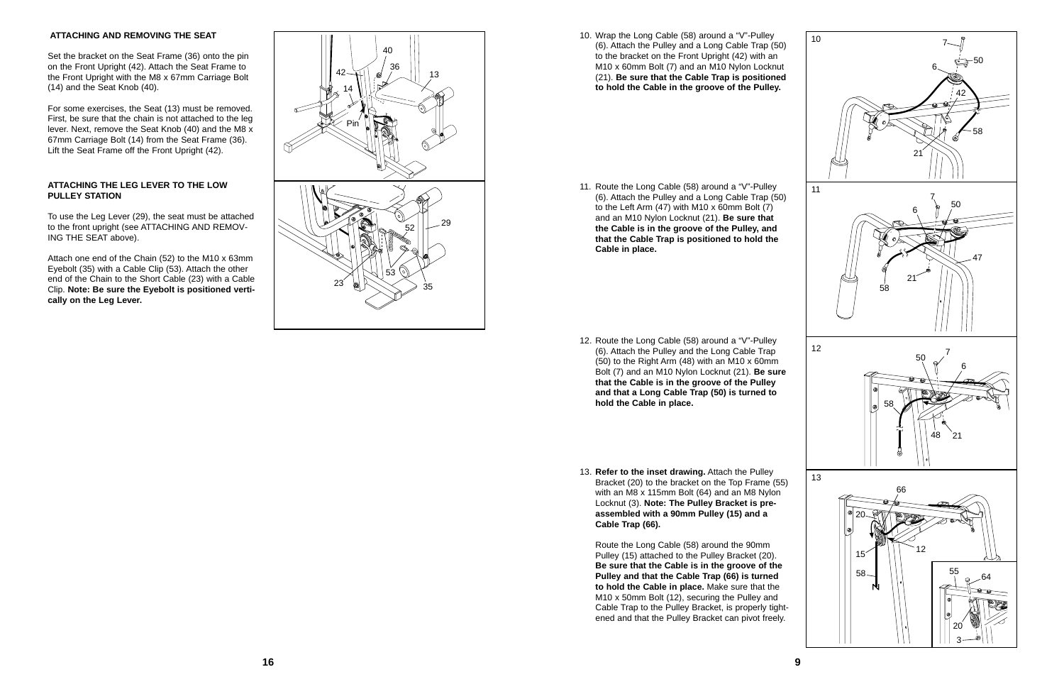### ATTACHING AND REMOVING THE SEAT

Set the bracket on the Seat Frame (36) onto the pin on the Front Upright (42). Attach the Seat Frame to the Front Upright with the M8 x 67mm Carriage Bolt (14) and the Seat Knob (40).

For some exercises, the Seat (13) must be removed. First, be sure that the chain is not attached to the leg lever. Next, remove the Seat Knob (40) and the M8 x 67mm Carriage Bolt (14) from the Seat Frame (36). Lift the Seat Frame off the Front Upright (42).

### ATTACHING THE LEG LEVER TO THE LOW PULLEY STATION

To use the Leg Lever (29), the seat must be attached to the front upright (see ATTACHING AND REMOVING THE SEAT above).

Attach one end of the Chain (52) to the M10 x 63mm Eyebolt (35) with a Cable Clip (53). Attach the other end of the Chain to the Short Cable (23) with a Cable Clip. **Note: Be sure the Eyebolt is positioned vertically on the Leg Lever.**

10. Wrap the Long Cable (58) around a "V"-Pulley (6). Attach the Pulley and a Long Cable Trap (50) to the bracket on the Front Upright (42) with an M10 x 60mm Bolt (7) and an M10 Nylon Locknut (21). **Be sure that the Cable Trap is positioned to hold the Cable in the groove of the Pulley.**

11. Route the Long Cable (58) around a "V"-Pulley (6). Attach the Pulley and a Long Cable Trap (50) to the Left Arm (47) with M10 x 60mm Bolt (7) and an M10 Nylon Locknut (21). **Be sure that the Cable is in the groove of the Pulley, and that the Cable Trap is positioned to hold the Cable in place.**

12. Route the Long Cable (58) around a "V"-Pulley (6). Attach the Pulley and the Long Cable Trap (50) to the Right Arm (48) with an M10 x 60mm Bolt (7) and an M10 Nylon Locknut (21). **Be sure that the Cable is in the groove of the Pulley and that a Long Cable Trap (50) is turned to hold the Cable in place.**

13. **Refer to the inset drawing.** Attach the Pulley Bracket (20) to the bracket on the Top Frame (55) with an M8 x 115mm Bolt (64) and an M8 Nylon Locknut (3). **Note: The Pulley Bracket is pre-assembled with a 90mm Pulley (15) and a Cable Trap (66).**

    Route the Long Cable (58) around the 90mm Pulley (15) attached to the Pulley Bracket (20). **Be sure that the Cable is in the groove of the Pulley and that the Cable Trap (66) is turned to hold the Cable in place.** Make sure that the M10 x 50mm Bolt (12), securing the Pulley and Cable Trap to the Pulley Bracket, is properly tightened and that the Pulley Bracket can pivot freely.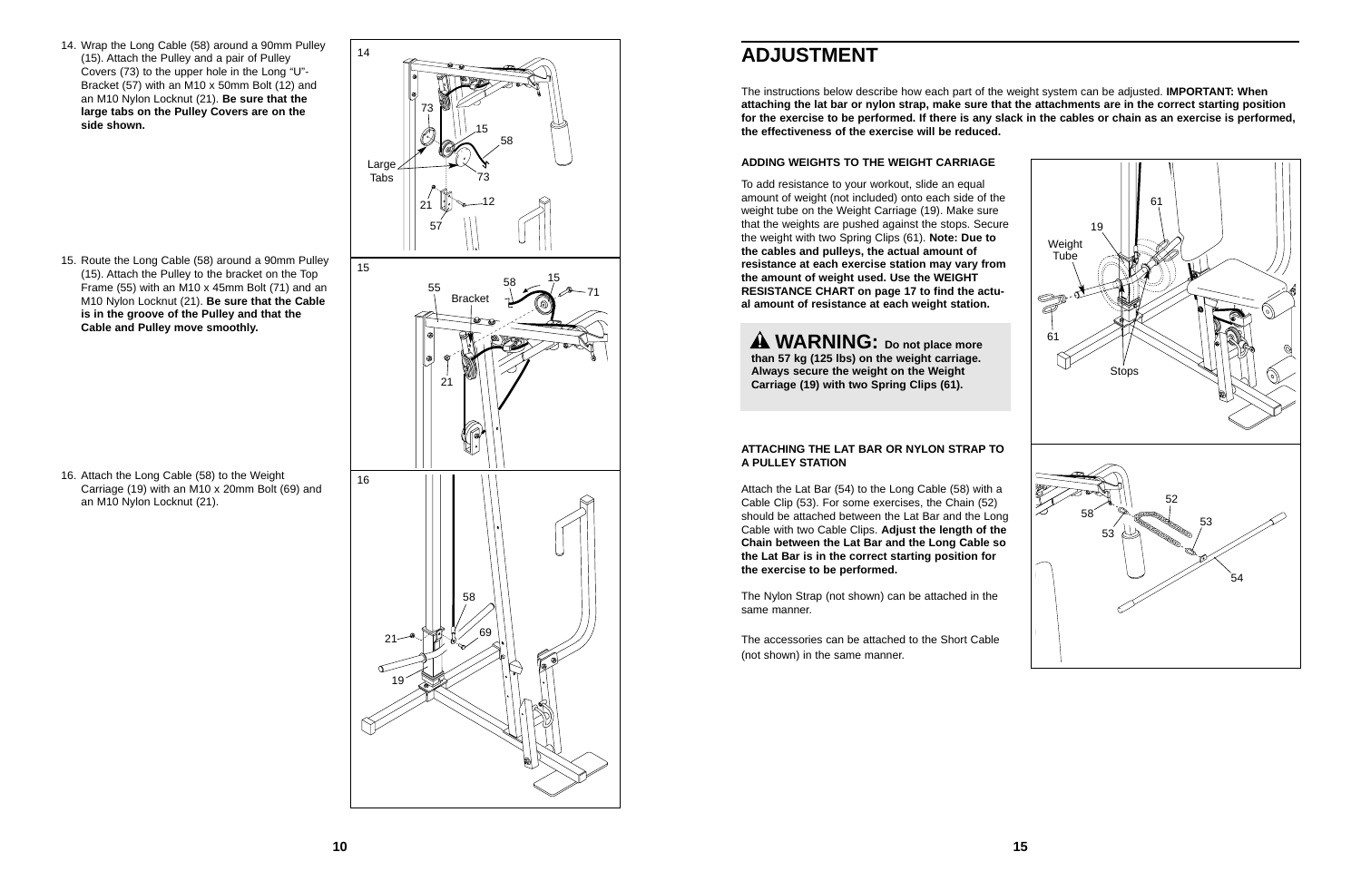14. Wrap the Long Cable (58) around a 90mm Pulley (15). Attach the Pulley and a pair of Pulley Covers (73) to the upper hole in the Long "U"-Bracket (57) with an M10 x 50mm Bolt (12) and an M10 Nylon Locknut (21). **Be sure that the large tabs on the Pulley Covers are on the side shown.**

15. Route the Long Cable (58) around a 90mm Pulley (15). Attach the Pulley to the bracket on the Top Frame (55) with an M10 x 45mm Bolt (71) and an M10 Nylon Locknut (21). **Be sure that the Cable is in the groove of the Pulley and that the Cable and Pulley move smoothly.**

16. Attach the Long Cable (58) to the Weight Carriage (19) with an M10 x 20mm Bolt (69) and an M10 Nylon Locknut (21).

## ADJUSTMENT

The instructions below describe how each part of the weight system can be adjusted. **IMPORTANT: When attaching the lat bar or nylon strap, make sure that the attachments are in the correct starting position for the exercise to be performed. If there is any slack in the cables or chain as an exercise is performed, the effectiveness of the exercise will be reduced.**

### ADDING WEIGHTS TO THE WEIGHT CARRIAGE

To add resistance to your workout, slide an equal amount of weight (not included) onto each side of the weight tube on the Weight Carriage (19). Make sure that the weights are pushed against the stops. Secure the weight with two Spring Clips (61). **Note: Due to the cables and pulleys, the actual amount of resistance at each exercise station may vary from the amount of weight used. Use the WEIGHT RESISTANCE CHART on page 17 to find the actual amount of resistance at each weight station.**

**⚠ WARNING: Do not place more than 57 kg (125 lbs) on the weight carriage. Always secure the weight on the Weight Carriage (19) with two Spring Clips (61).**

### ATTACHING THE LAT BAR OR NYLON STRAP TO A PULLEY STATION

Attach the Lat Bar (54) to the Long Cable (58) with a Cable Clip (53). For some exercises, the Chain (52) should be attached between the Lat Bar and the Long Cable with two Cable Clips. **Adjust the length of the Chain between the Lat Bar and the Long Cable so the Lat Bar is in the correct starting position for the exercise to be performed.**

The Nylon Strap (not shown) can be attached in the same manner.

The accessories can be attached to the Short Cable (not shown) in the same manner.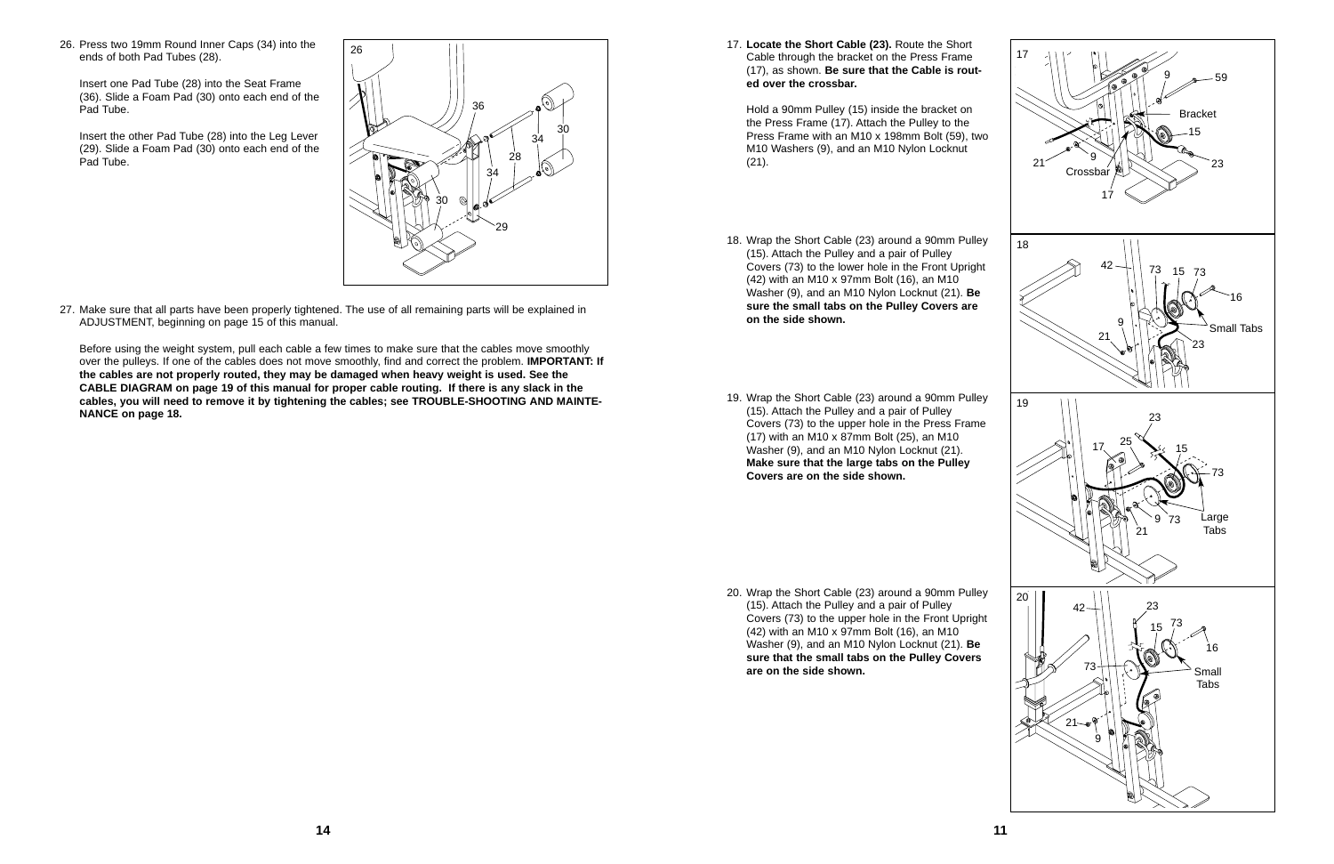26. Press two 19mm Round Inner Caps (34) into the ends of both Pad Tubes (28).

    Insert one Pad Tube (28) into the Seat Frame (36). Slide a Foam Pad (30) onto each end of the Pad Tube.

    Insert the other Pad Tube (28) into the Leg Lever (29). Slide a Foam Pad (30) onto each end of the Pad Tube.

27. Make sure that all parts have been properly tightened. The use of all remaining parts will be explained in ADJUSTMENT, beginning on page 15 of this manual.

    Before using the weight system, pull each cable a few times to make sure that the cables move smoothly over the pulleys. If one of the cables does not move smoothly, find and correct the problem. **IMPORTANT: If the cables are not properly routed, they may be damaged when heavy weight is used. See the CABLE DIAGRAM on page 19 of this manual for proper cable routing. If there is any slack in the cables, you will need to remove it by tightening the cables; see TROUBLE-SHOOTING AND MAINTENANCE on page 18.**

17. **Locate the Short Cable (23).** Route the Short Cable through the bracket on the Press Frame (17), as shown. **Be sure that the Cable is routed over the crossbar.**

    Hold a 90mm Pulley (15) inside the bracket on the Press Frame (17). Attach the Pulley to the Press Frame with an M10 x 198mm Bolt (59), two M10 Washers (9), and an M10 Nylon Locknut (21).

18. Wrap the Short Cable (23) around a 90mm Pulley (15). Attach the Pulley and a pair of Pulley Covers (73) to the lower hole in the Front Upright (42) with an M10 x 97mm Bolt (16), an M10 Washer (9), and an M10 Nylon Locknut (21). **Be sure the small tabs on the Pulley Covers are on the side shown.**

19. Wrap the Short Cable (23) around a 90mm Pulley (15). Attach the Pulley and a pair of Pulley Covers (73) to the upper hole in the Press Frame (17) with an M10 x 87mm Bolt (25), an M10 Washer (9), and an M10 Nylon Locknut (21). **Make sure that the large tabs on the Pulley Covers are on the side shown.**

20. Wrap the Short Cable (23) around a 90mm Pulley (15). Attach the Pulley and a pair of Pulley Covers (73) to the upper hole in the Front Upright (42) with an M10 x 97mm Bolt (16), an M10 Washer (9), and an M10 Nylon Locknut (21). **Be sure that the small tabs on the Pulley Covers are on the side shown.**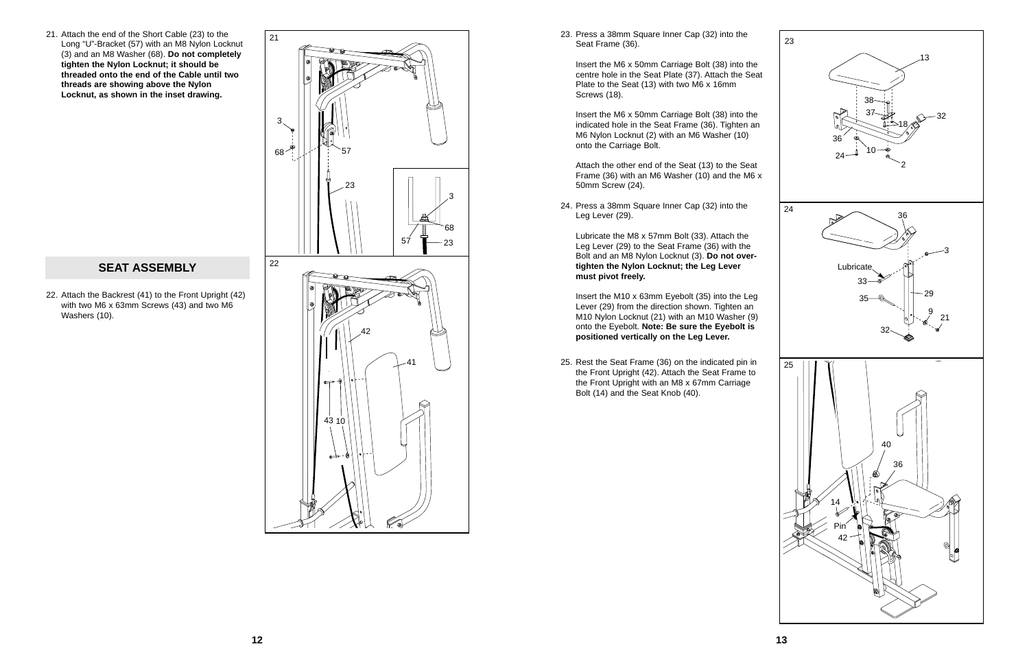21. Attach the end of the Short Cable (23) to the Long "U"-Bracket (57) with an M8 Nylon Locknut (3) and an M8 Washer (68). **Do not completely tighten the Nylon Locknut; it should be threaded onto the end of the Cable until two threads are showing above the Nylon Locknut, as shown in the inset drawing.**

## SEAT ASSEMBLY

22. Attach the Backrest (41) to the Front Upright (42) with two M6 x 63mm Screws (43) and two M6 Washers (10).

23. Press a 38mm Square Inner Cap (32) into the Seat Frame (36).

    Insert the M6 x 50mm Carriage Bolt (38) into the centre hole in the Seat Plate (37). Attach the Seat Plate to the Seat (13) with two M6 x 16mm Screws (18).

    Insert the M6 x 50mm Carriage Bolt (38) into the indicated hole in the Seat Frame (36). Tighten an M6 Nylon Locknut (2) with an M6 Washer (10) onto the Carriage Bolt.

    Attach the other end of the Seat (13) to the Seat Frame (36) with an M6 Washer (10) and the M6 x 50mm Screw (24).

24. Press a 38mm Square Inner Cap (32) into the Leg Lever (29).

    Lubricate the M8 x 57mm Bolt (33). Attach the Leg Lever (29) to the Seat Frame (36) with the Bolt and an M8 Nylon Locknut (3). **Do not over-tighten the Nylon Locknut; the Leg Lever must pivot freely.**

    Insert the M10 x 63mm Eyebolt (35) into the Leg Lever (29) from the direction shown. Tighten an M10 Nylon Locknut (21) with an M10 Washer (9) onto the Eyebolt. **Note: Be sure the Eyebolt is positioned vertically on the Leg Lever.**

25. Rest the Seat Frame (36) on the indicated pin in the Front Upright (42). Attach the Seat Frame to the Front Upright with an M8 x 67mm Carriage Bolt (14) and the Seat Knob (40).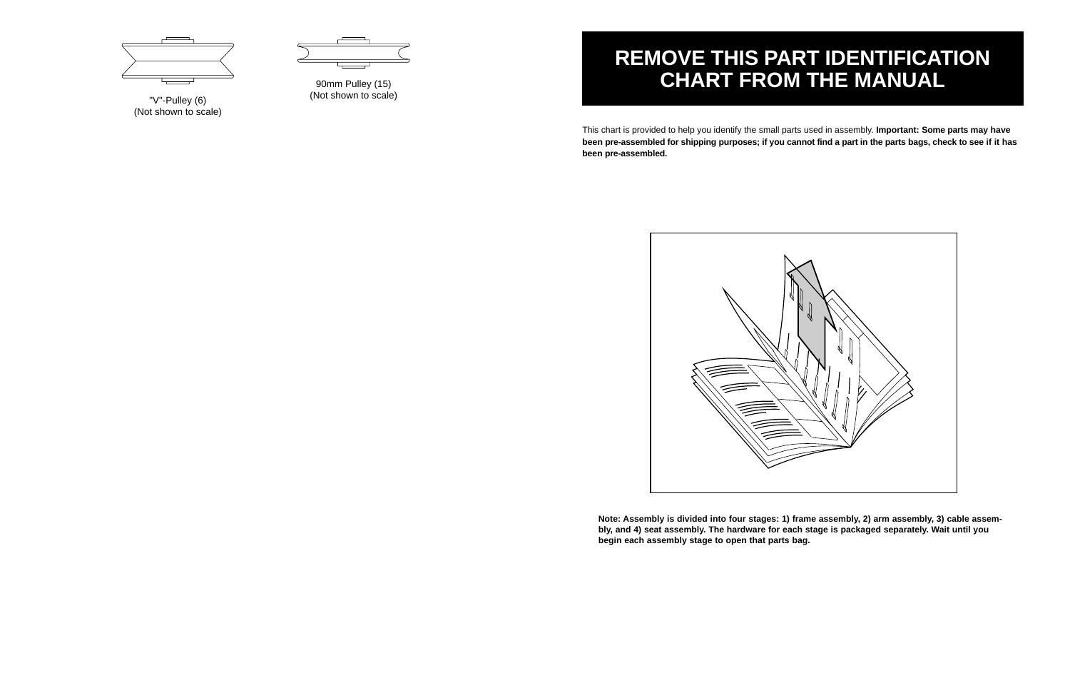"V"-Pulley (6)
(Not shown to scale)

90mm Pulley (15)
(Not shown to scale)

# REMOVE THIS PART IDENTIFICATION CHART FROM THE MANUAL

This chart is provided to help you identify the small parts used in assembly. **Important: Some parts may have been pre-assembled for shipping purposes; if you cannot find a part in the parts bags, check to see if it has been pre-assembled.**

**Note: Assembly is divided into four stages: 1) frame assembly, 2) arm assembly, 3) cable assembly, and 4) seat assembly. The hardware for each stage is packaged separately. Wait until you begin each assembly stage to open that parts bag.**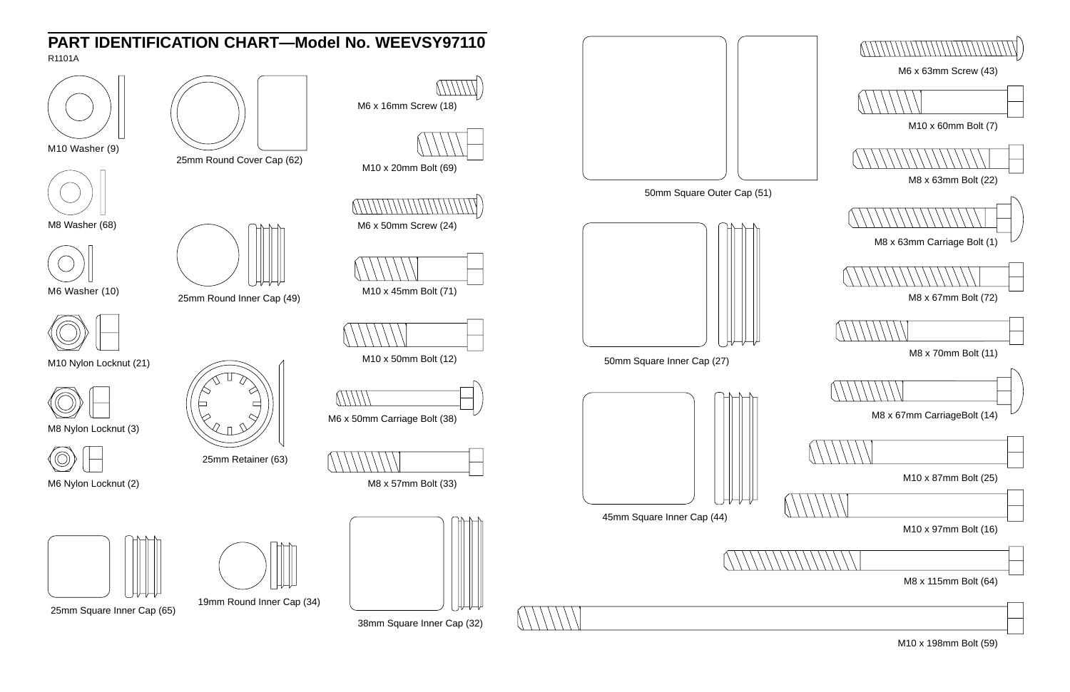## PART IDENTIFICATION CHART—Model No. WEEVSY97110

R1101A

M10 Washer (9)

M8 Washer (68)

M6 Washer (10)

M10 Nylon Locknut (21)

M8 Nylon Locknut (3)

M6 Nylon Locknut (2)

25mm Square Inner Cap (65)

25mm Round Cover Cap (62)

25mm Round Inner Cap (49)

25mm Retainer (63)

19mm Round Inner Cap (34)

M6 x 16mm Screw (18)

M10 x 20mm Bolt (69)

M6 x 50mm Screw (24)

M10 x 45mm Bolt (71)

M10 x 50mm Bolt (12)

M6 x 50mm Carriage Bolt (38)

M8 x 57mm Bolt (33)

38mm Square Inner Cap (32)

50mm Square Outer Cap (51)

50mm Square Inner Cap (27)

45mm Square Inner Cap (44)

M6 x 63mm Screw (43)

M10 x 60mm Bolt (7)

M8 x 63mm Bolt (22)

M8 x 63mm Carriage Bolt (1)

M8 x 67mm Bolt (72)

M8 x 70mm Bolt (11)

M8 x 67mm CarriageBolt (14)

M10 x 87mm Bolt (25)

M10 x 97mm Bolt (16)

M8 x 115mm Bolt (64)

M10 x 198mm Bolt (59)